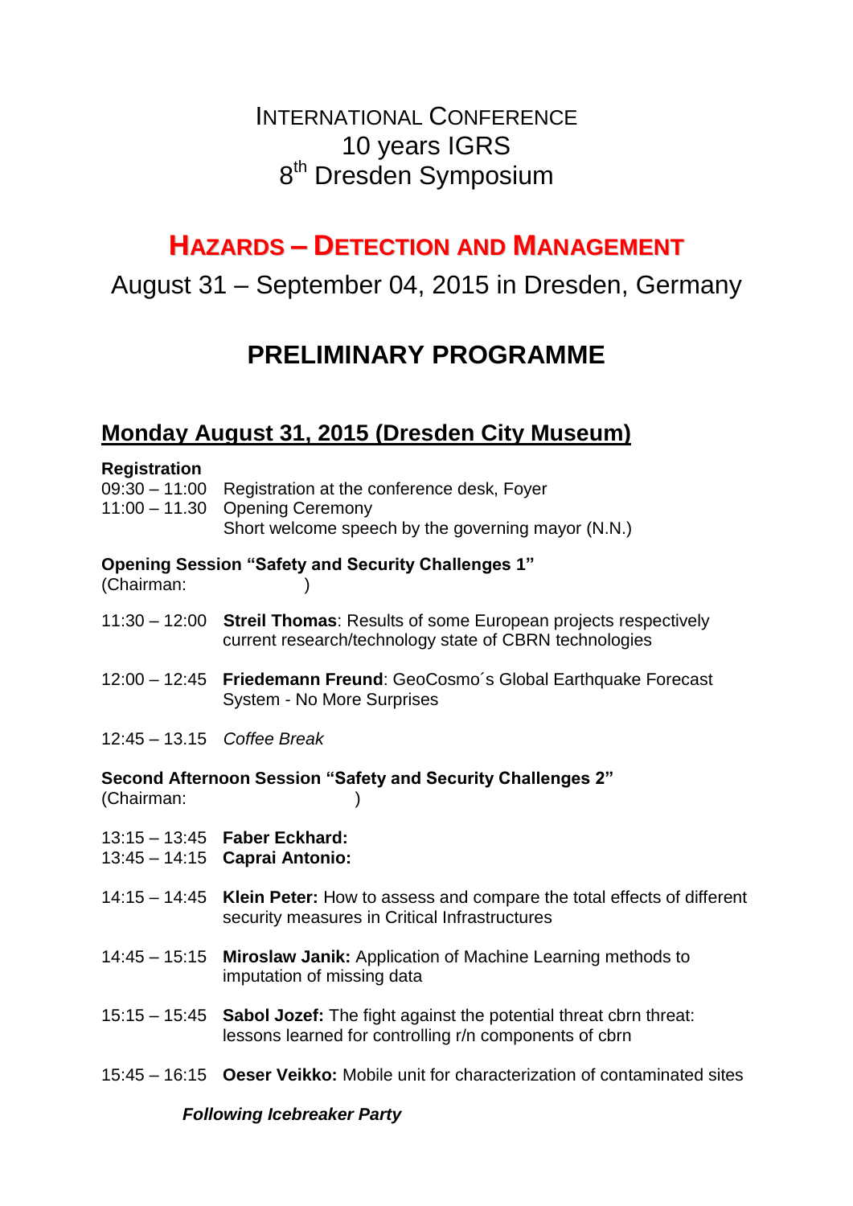INTERNATIONAL CONFERENCE
10 years IGRS
8th Dresden Symposium

# HAZARDS – DETECTION AND MANAGEMENT

August 31 – September 04, 2015 in Dresden, Germany

# PRELIMINARY PROGRAMME

## Monday August 31, 2015 (Dresden City Museum)

**Registration**

09:30 – 11:00 Registration at the conference desk, Foyer
11:00 – 11.30 Opening Ceremony
Short welcome speech by the governing mayor (N.N.)

**Opening Session "Safety and Security Challenges 1"**
(Chairman: )

11:30 – 12:00 **Streil Thomas**: Results of some European projects respectively current research/technology state of CBRN technologies

12:00 – 12:45 **Friedemann Freund**: GeoCosmo´s Global Earthquake Forecast System - No More Surprises

12:45 – 13.15 *Coffee Break*

**Second Afternoon Session "Safety and Security Challenges 2"**
(Chairman: )

13:15 – 13:45 **Faber Eckhard:**
13:45 – 14:15 **Caprai Antonio:**

14:15 – 14:45 **Klein Peter:** How to assess and compare the total effects of different security measures in Critical Infrastructures

14:45 – 15:15 **Miroslaw Janik:** Application of Machine Learning methods to imputation of missing data

15:15 – 15:45 **Sabol Jozef:** The fight against the potential threat cbrn threat: lessons learned for controlling r/n components of cbrn

15:45 – 16:15 **Oeser Veikko:** Mobile unit for characterization of contaminated sites

***Following Icebreaker Party***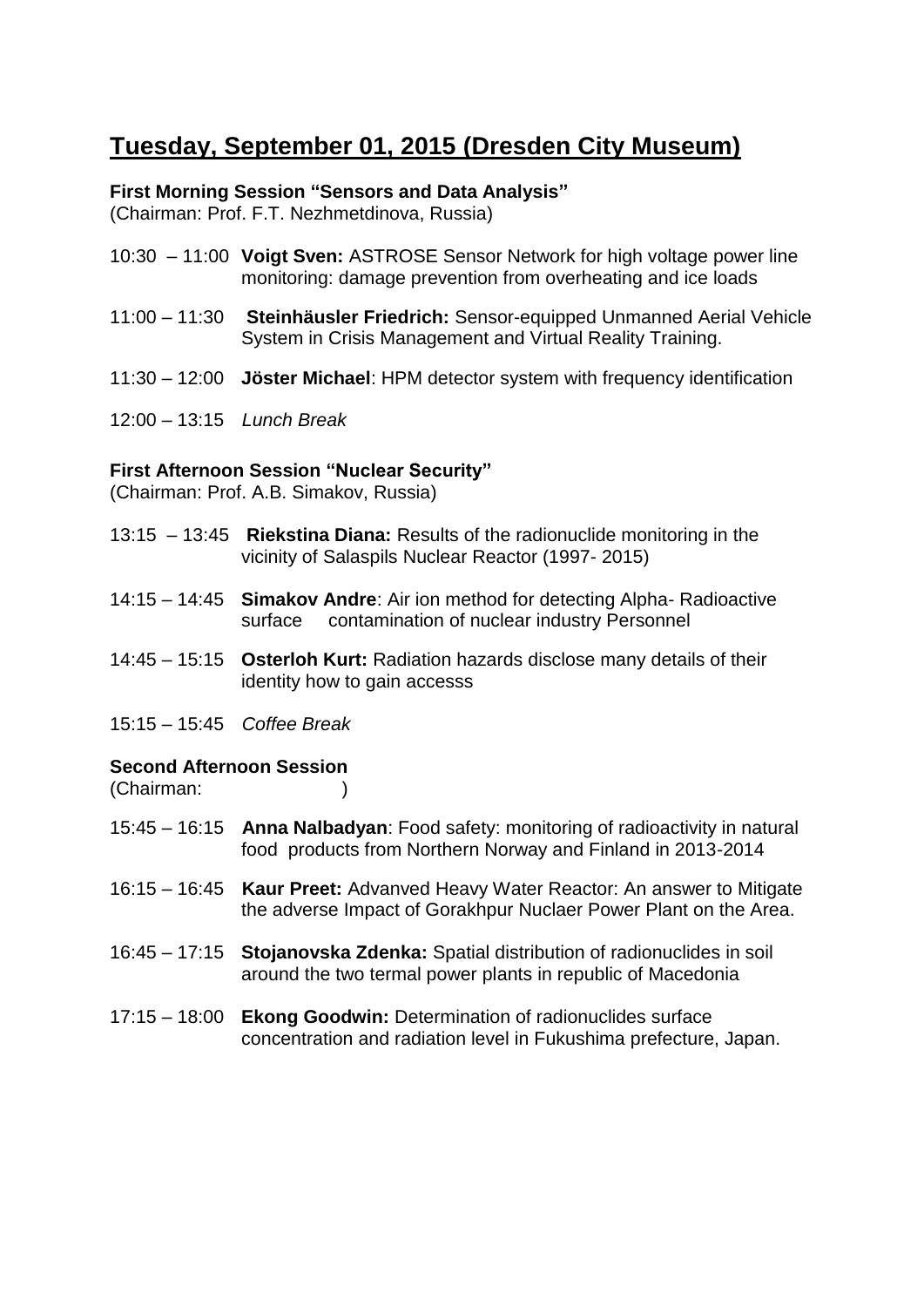# Tuesday, September 01, 2015 (Dresden City Museum)

**First Morning Session "Sensors and Data Analysis"**
(Chairman: Prof. F.T. Nezhmetdinova, Russia)

10:30 – 11:00 **Voigt Sven:** ASTROSE Sensor Network for high voltage power line monitoring: damage prevention from overheating and ice loads

11:00 – 11:30 **Steinhäusler Friedrich:** Sensor-equipped Unmanned Aerial Vehicle System in Crisis Management and Virtual Reality Training.

11:30 – 12:00 **Jöster Michael**: HPM detector system with frequency identification

12:00 – 13:15 *Lunch Break*

**First Afternoon Session "Nuclear Security"**
(Chairman: Prof. A.B. Simakov, Russia)

13:15 – 13:45 **Riekstina Diana:** Results of the radionuclide monitoring in the vicinity of Salaspils Nuclear Reactor (1997- 2015)

14:15 – 14:45 **Simakov Andre**: Air ion method for detecting Alpha- Radioactive surface contamination of nuclear industry Personnel

14:45 – 15:15 **Osterloh Kurt:** Radiation hazards disclose many details of their identity how to gain accesss

15:15 – 15:45 *Coffee Break*

**Second Afternoon Session**
(Chairman: )

15:45 – 16:15 **Anna Nalbadyan**: Food safety: monitoring of radioactivity in natural food products from Northern Norway and Finland in 2013-2014

16:15 – 16:45 **Kaur Preet:** Advanved Heavy Water Reactor: An answer to Mitigate the adverse Impact of Gorakhpur Nuclaer Power Plant on the Area.

16:45 – 17:15 **Stojanovska Zdenka:** Spatial distribution of radionuclides in soil around the two termal power plants in republic of Macedonia

17:15 – 18:00 **Ekong Goodwin:** Determination of radionuclides surface concentration and radiation level in Fukushima prefecture, Japan.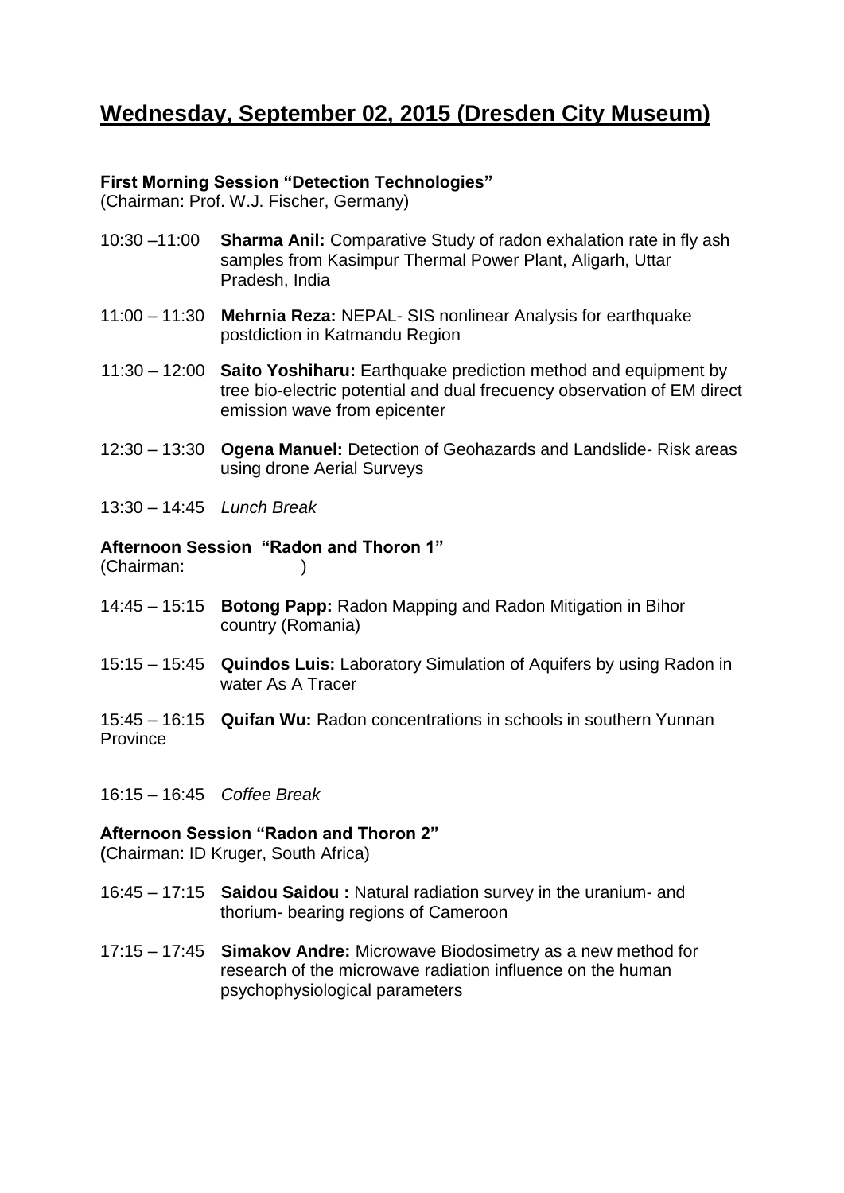# Wednesday, September 02, 2015 (Dresden City Museum)

**First Morning Session "Detection Technologies"**
(Chairman: Prof. W.J. Fischer, Germany)

10:30 –11:00 **Sharma Anil:** Comparative Study of radon exhalation rate in fly ash samples from Kasimpur Thermal Power Plant, Aligarh, Uttar Pradesh, India

11:00 – 11:30 **Mehrnia Reza:** NEPAL- SIS nonlinear Analysis for earthquake postdiction in Katmandu Region

11:30 – 12:00 **Saito Yoshiharu:** Earthquake prediction method and equipment by tree bio-electric potential and dual frecuency observation of EM direct emission wave from epicenter

12:30 – 13:30 **Ogena Manuel:** Detection of Geohazards and Landslide- Risk areas using drone Aerial Surveys

13:30 – 14:45 *Lunch Break*

**Afternoon Session "Radon and Thoron 1"**
(Chairman: )

14:45 – 15:15 **Botong Papp:** Radon Mapping and Radon Mitigation in Bihor country (Romania)

15:15 – 15:45 **Quindos Luis:** Laboratory Simulation of Aquifers by using Radon in water As A Tracer

15:45 – 16:15 **Quifan Wu:** Radon concentrations in schools in southern Yunnan Province

16:15 – 16:45 *Coffee Break*

**Afternoon Session "Radon and Thoron 2"**
**(**Chairman: ID Kruger, South Africa)

16:45 – 17:15 **Saidou Saidou :** Natural radiation survey in the uranium- and thorium- bearing regions of Cameroon

17:15 – 17:45 **Simakov Andre:** Microwave Biodosimetry as a new method for research of the microwave radiation influence on the human psychophysiological parameters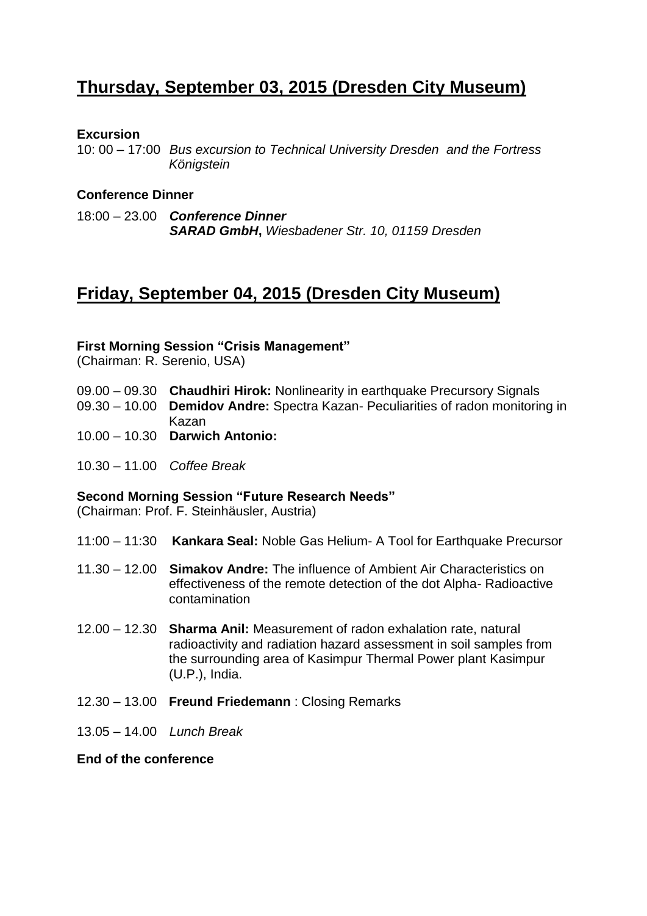## Thursday, September 03, 2015 (Dresden City Museum)

**Excursion**

10: 00 – 17:00 *Bus excursion to Technical University Dresden and the Fortress Königstein*

**Conference Dinner**

18:00 – 23.00 ***Conference Dinner***
***SARAD GmbH****, Wiesbadener Str. 10, 01159 Dresden*

## Friday, September 04, 2015 (Dresden City Museum)

**First Morning Session "Crisis Management"**
(Chairman: R. Serenio, USA)

09.00 – 09.30 **Chaudhiri Hirok:** Nonlinearity in earthquake Precursory Signals
09.30 – 10.00 **Demidov Andre:** Spectra Kazan- Peculiarities of radon monitoring in Kazan
10.00 – 10.30 **Darwich Antonio:**

10.30 – 11.00 *Coffee Break*

**Second Morning Session "Future Research Needs"**
(Chairman: Prof. F. Steinhäusler, Austria)

11:00 – 11:30 **Kankara Seal:** Noble Gas Helium- A Tool for Earthquake Precursor

11.30 – 12.00 **Simakov Andre:** The influence of Ambient Air Characteristics on effectiveness of the remote detection of the dot Alpha- Radioactive contamination

12.00 – 12.30 **Sharma Anil:** Measurement of radon exhalation rate, natural radioactivity and radiation hazard assessment in soil samples from the surrounding area of Kasimpur Thermal Power plant Kasimpur (U.P.), India.

12.30 – 13.00 **Freund Friedemann** : Closing Remarks

13.05 – 14.00 *Lunch Break*

**End of the conference**